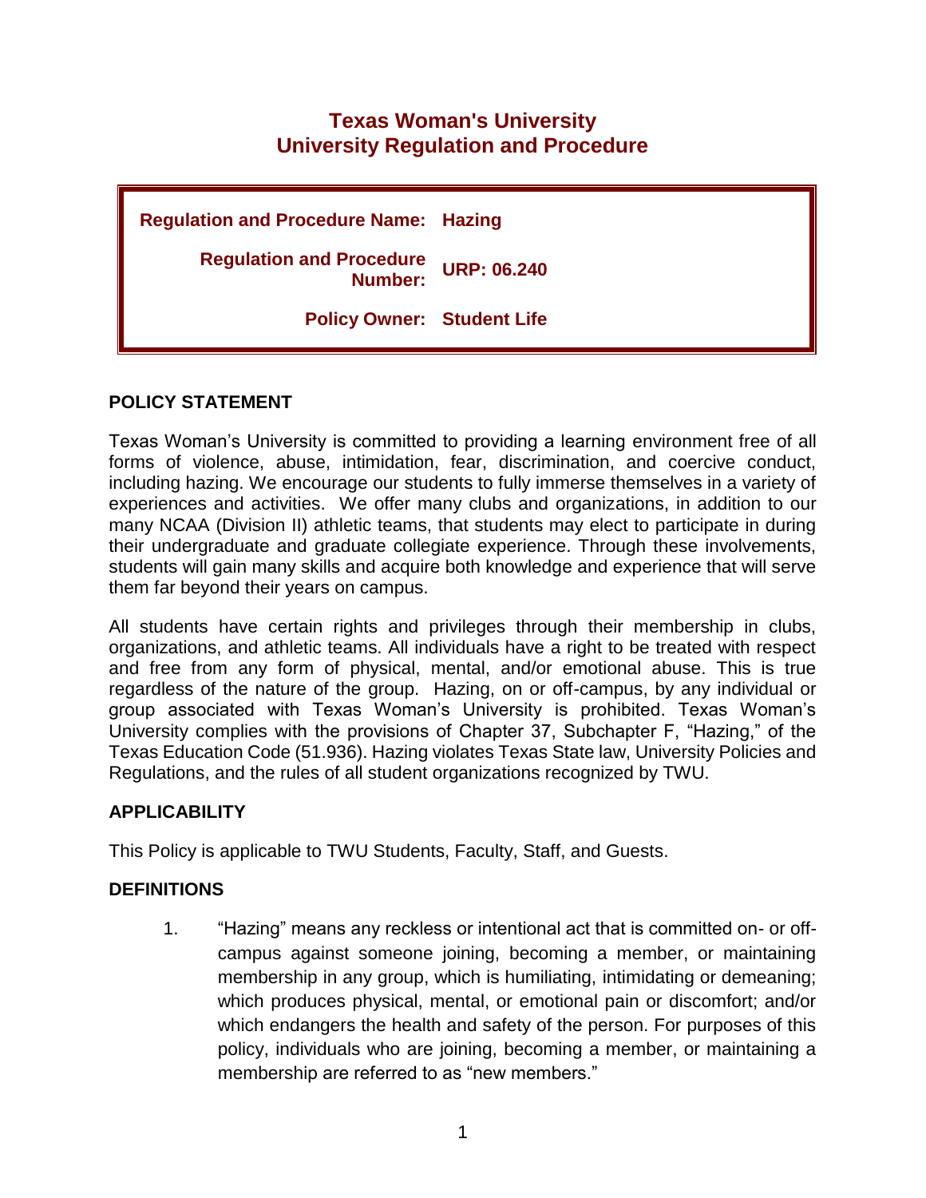# Texas Woman's University
# University Regulation and Procedure

**Regulation and Procedure Name:** Hazing

**Regulation and Procedure Number:** URP: 06.240

**Policy Owner:** Student Life

## POLICY STATEMENT

Texas Woman's University is committed to providing a learning environment free of all forms of violence, abuse, intimidation, fear, discrimination, and coercive conduct, including hazing. We encourage our students to fully immerse themselves in a variety of experiences and activities. We offer many clubs and organizations, in addition to our many NCAA (Division II) athletic teams, that students may elect to participate in during their undergraduate and graduate collegiate experience. Through these involvements, students will gain many skills and acquire both knowledge and experience that will serve them far beyond their years on campus.

All students have certain rights and privileges through their membership in clubs, organizations, and athletic teams. All individuals have a right to be treated with respect and free from any form of physical, mental, and/or emotional abuse. This is true regardless of the nature of the group. Hazing, on or off-campus, by any individual or group associated with Texas Woman's University is prohibited. Texas Woman's University complies with the provisions of Chapter 37, Subchapter F, "Hazing," of the Texas Education Code (51.936). Hazing violates Texas State law, University Policies and Regulations, and the rules of all student organizations recognized by TWU.

## APPLICABILITY

This Policy is applicable to TWU Students, Faculty, Staff, and Guests.

## DEFINITIONS

1. "Hazing" means any reckless or intentional act that is committed on- or off-campus against someone joining, becoming a member, or maintaining membership in any group, which is humiliating, intimidating or demeaning; which produces physical, mental, or emotional pain or discomfort; and/or which endangers the health and safety of the person. For purposes of this policy, individuals who are joining, becoming a member, or maintaining a membership are referred to as "new members."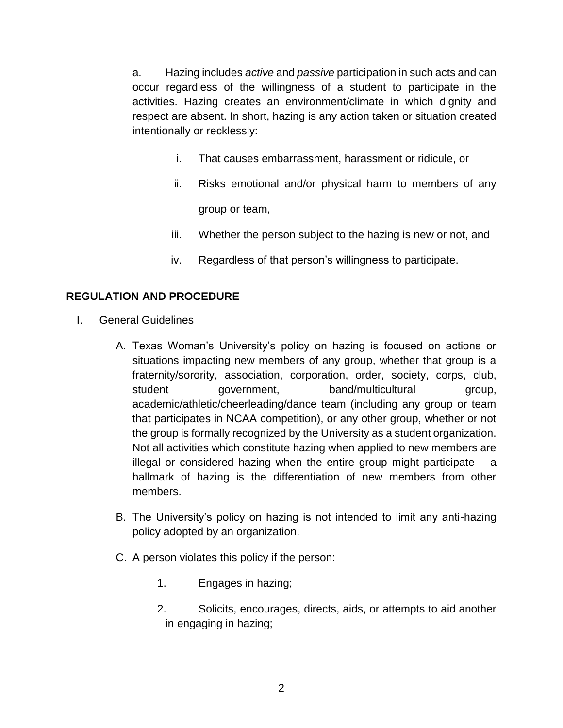a. Hazing includes *active* and *passive* participation in such acts and can occur regardless of the willingness of a student to participate in the activities. Hazing creates an environment/climate in which dignity and respect are absent. In short, hazing is any action taken or situation created intentionally or recklessly:

i. That causes embarrassment, harassment or ridicule, or

ii. Risks emotional and/or physical harm to members of any group or team,

iii. Whether the person subject to the hazing is new or not, and

iv. Regardless of that person's willingness to participate.

**REGULATION AND PROCEDURE**

I. General Guidelines

A. Texas Woman's University's policy on hazing is focused on actions or situations impacting new members of any group, whether that group is a fraternity/sorority, association, corporation, order, society, corps, club, student government, band/multicultural group, academic/athletic/cheerleading/dance team (including any group or team that participates in NCAA competition), or any other group, whether or not the group is formally recognized by the University as a student organization. Not all activities which constitute hazing when applied to new members are illegal or considered hazing when the entire group might participate – a hallmark of hazing is the differentiation of new members from other members.

B. The University's policy on hazing is not intended to limit any anti-hazing policy adopted by an organization.

C. A person violates this policy if the person:

1. Engages in hazing;

2. Solicits, encourages, directs, aids, or attempts to aid another in engaging in hazing;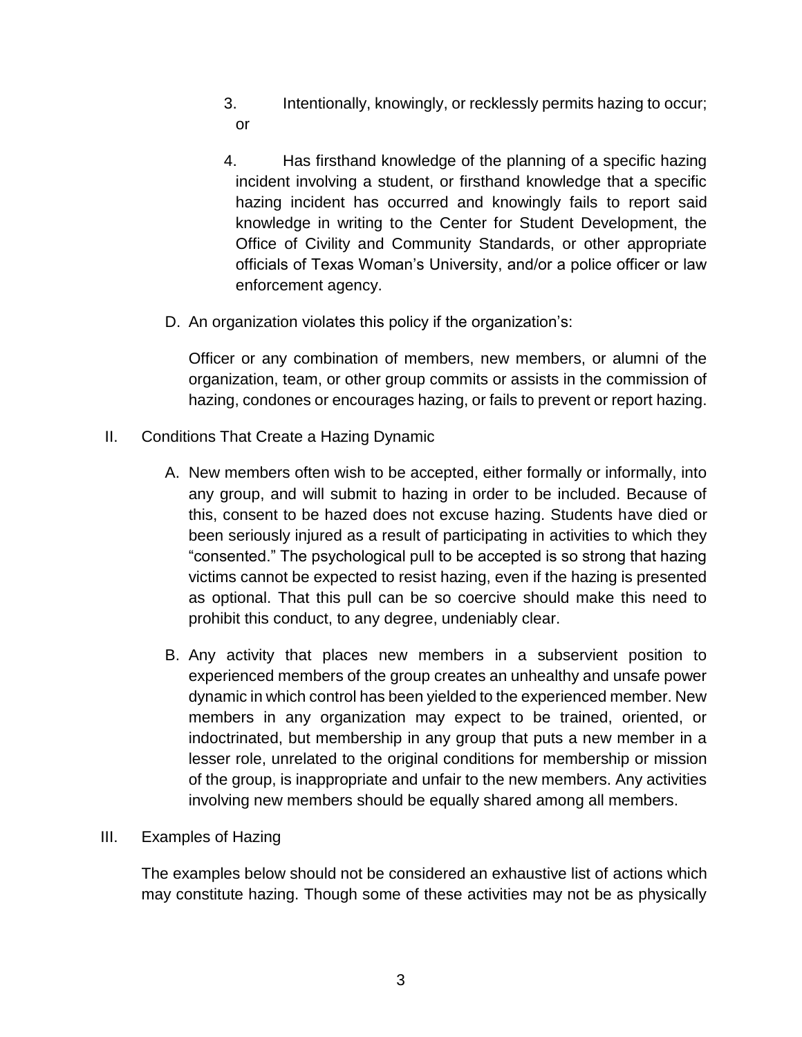3. Intentionally, knowingly, or recklessly permits hazing to occur; or

4. Has firsthand knowledge of the planning of a specific hazing incident involving a student, or firsthand knowledge that a specific hazing incident has occurred and knowingly fails to report said knowledge in writing to the Center for Student Development, the Office of Civility and Community Standards, or other appropriate officials of Texas Woman's University, and/or a police officer or law enforcement agency.

D. An organization violates this policy if the organization's:

Officer or any combination of members, new members, or alumni of the organization, team, or other group commits or assists in the commission of hazing, condones or encourages hazing, or fails to prevent or report hazing.

II. Conditions That Create a Hazing Dynamic

A. New members often wish to be accepted, either formally or informally, into any group, and will submit to hazing in order to be included. Because of this, consent to be hazed does not excuse hazing. Students have died or been seriously injured as a result of participating in activities to which they "consented." The psychological pull to be accepted is so strong that hazing victims cannot be expected to resist hazing, even if the hazing is presented as optional. That this pull can be so coercive should make this need to prohibit this conduct, to any degree, undeniably clear.

B. Any activity that places new members in a subservient position to experienced members of the group creates an unhealthy and unsafe power dynamic in which control has been yielded to the experienced member. New members in any organization may expect to be trained, oriented, or indoctrinated, but membership in any group that puts a new member in a lesser role, unrelated to the original conditions for membership or mission of the group, is inappropriate and unfair to the new members. Any activities involving new members should be equally shared among all members.

III. Examples of Hazing

The examples below should not be considered an exhaustive list of actions which may constitute hazing. Though some of these activities may not be as physically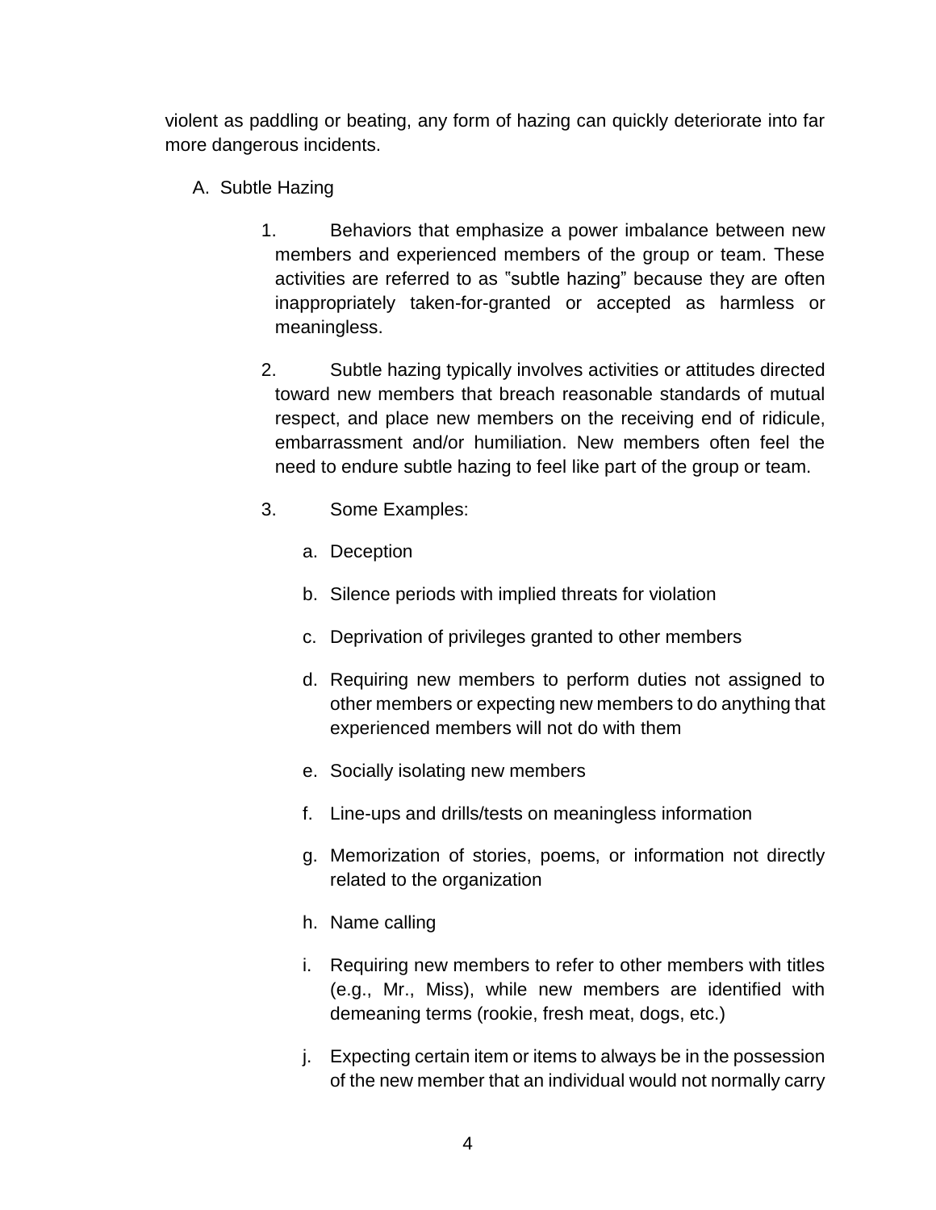violent as paddling or beating, any form of hazing can quickly deteriorate into far more dangerous incidents.

A. Subtle Hazing

1. Behaviors that emphasize a power imbalance between new members and experienced members of the group or team. These activities are referred to as "subtle hazing" because they are often inappropriately taken-for-granted or accepted as harmless or meaningless.

2. Subtle hazing typically involves activities or attitudes directed toward new members that breach reasonable standards of mutual respect, and place new members on the receiving end of ridicule, embarrassment and/or humiliation. New members often feel the need to endure subtle hazing to feel like part of the group or team.

3. Some Examples:

   a. Deception

   b. Silence periods with implied threats for violation

   c. Deprivation of privileges granted to other members

   d. Requiring new members to perform duties not assigned to other members or expecting new members to do anything that experienced members will not do with them

   e. Socially isolating new members

   f. Line-ups and drills/tests on meaningless information

   g. Memorization of stories, poems, or information not directly related to the organization

   h. Name calling

   i. Requiring new members to refer to other members with titles (e.g., Mr., Miss), while new members are identified with demeaning terms (rookie, fresh meat, dogs, etc.)

   j. Expecting certain item or items to always be in the possession of the new member that an individual would not normally carry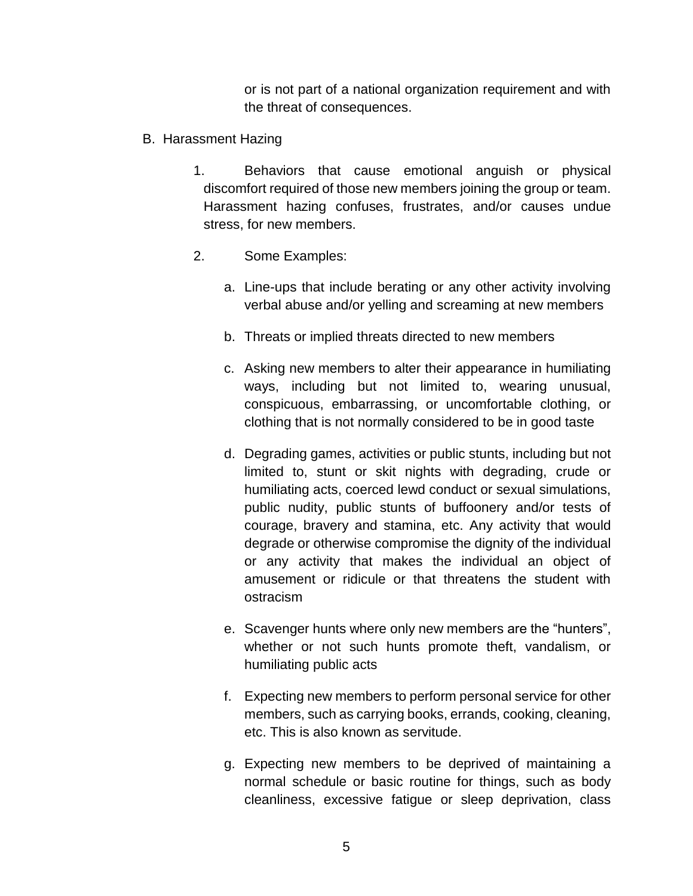or is not part of a national organization requirement and with the threat of consequences.

B. Harassment Hazing

1. Behaviors that cause emotional anguish or physical discomfort required of those new members joining the group or team. Harassment hazing confuses, frustrates, and/or causes undue stress, for new members.

2. Some Examples:

   a. Line-ups that include berating or any other activity involving verbal abuse and/or yelling and screaming at new members

   b. Threats or implied threats directed to new members

   c. Asking new members to alter their appearance in humiliating ways, including but not limited to, wearing unusual, conspicuous, embarrassing, or uncomfortable clothing, or clothing that is not normally considered to be in good taste

   d. Degrading games, activities or public stunts, including but not limited to, stunt or skit nights with degrading, crude or humiliating acts, coerced lewd conduct or sexual simulations, public nudity, public stunts of buffoonery and/or tests of courage, bravery and stamina, etc. Any activity that would degrade or otherwise compromise the dignity of the individual or any activity that makes the individual an object of amusement or ridicule or that threatens the student with ostracism

   e. Scavenger hunts where only new members are the "hunters", whether or not such hunts promote theft, vandalism, or humiliating public acts

   f. Expecting new members to perform personal service for other members, such as carrying books, errands, cooking, cleaning, etc. This is also known as servitude.

   g. Expecting new members to be deprived of maintaining a normal schedule or basic routine for things, such as body cleanliness, excessive fatigue or sleep deprivation, class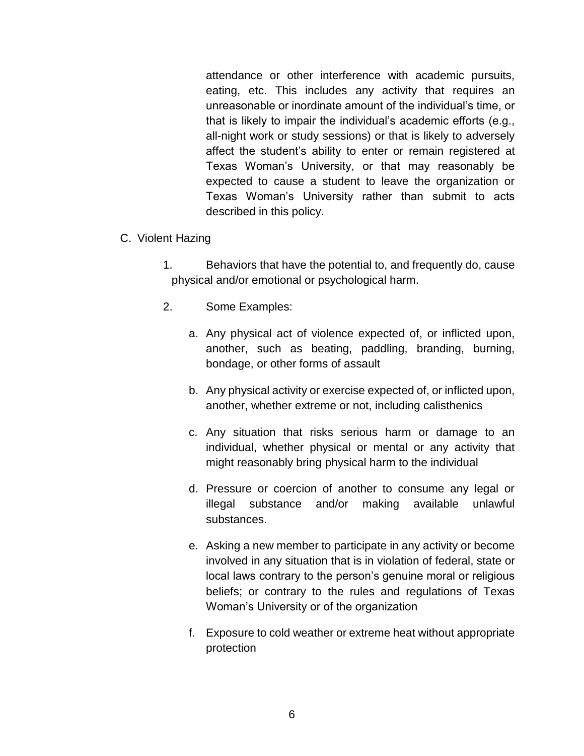attendance or other interference with academic pursuits, eating, etc. This includes any activity that requires an unreasonable or inordinate amount of the individual's time, or that is likely to impair the individual's academic efforts (e.g., all-night work or study sessions) or that is likely to adversely affect the student's ability to enter or remain registered at Texas Woman's University, or that may reasonably be expected to cause a student to leave the organization or Texas Woman's University rather than submit to acts described in this policy.

C. Violent Hazing

1. Behaviors that have the potential to, and frequently do, cause physical and/or emotional or psychological harm.

2. Some Examples:

   a. Any physical act of violence expected of, or inflicted upon, another, such as beating, paddling, branding, burning, bondage, or other forms of assault

   b. Any physical activity or exercise expected of, or inflicted upon, another, whether extreme or not, including calisthenics

   c. Any situation that risks serious harm or damage to an individual, whether physical or mental or any activity that might reasonably bring physical harm to the individual

   d. Pressure or coercion of another to consume any legal or illegal substance and/or making available unlawful substances.

   e. Asking a new member to participate in any activity or become involved in any situation that is in violation of federal, state or local laws contrary to the person's genuine moral or religious beliefs; or contrary to the rules and regulations of Texas Woman's University or of the organization

   f. Exposure to cold weather or extreme heat without appropriate protection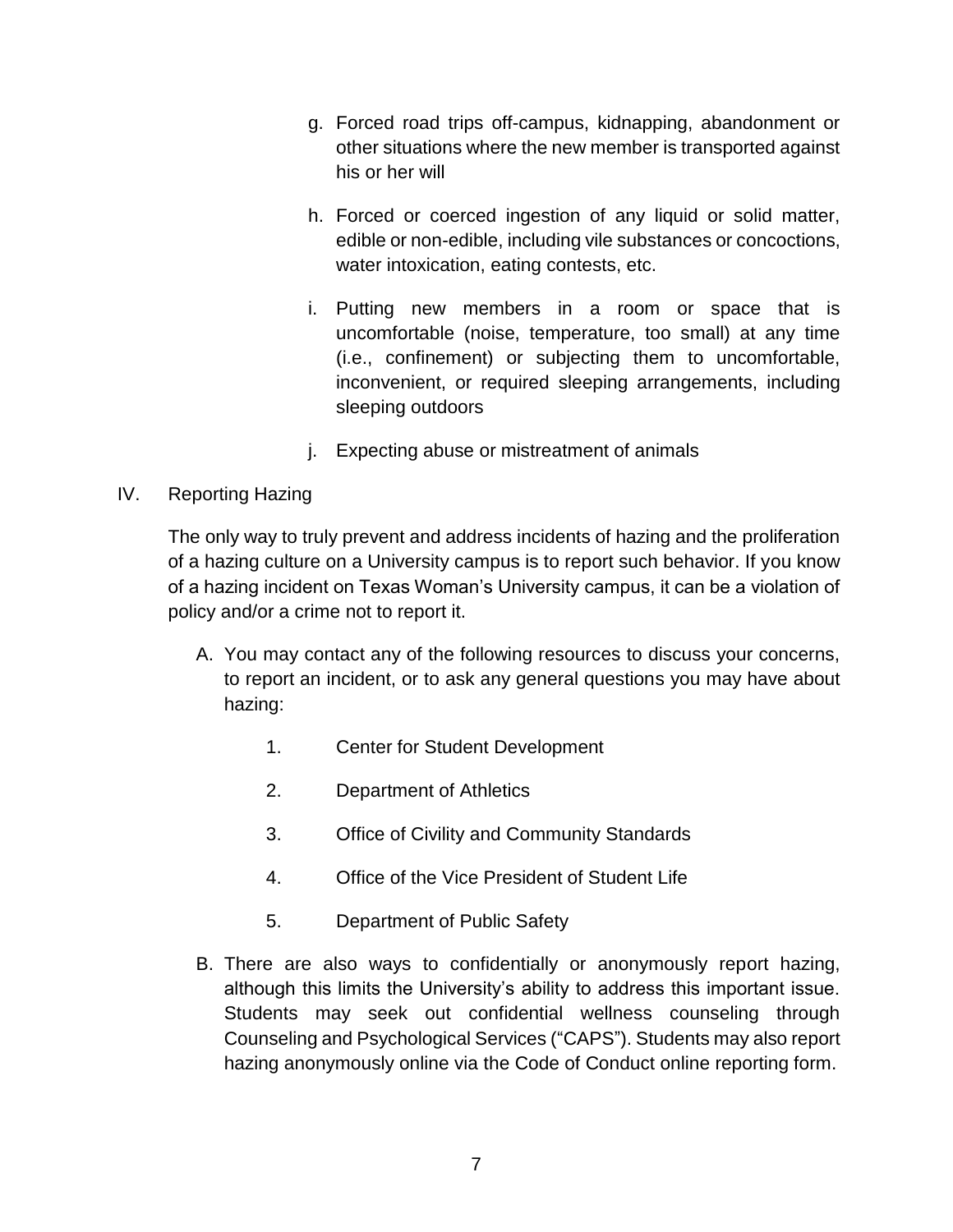g. Forced road trips off-campus, kidnapping, abandonment or other situations where the new member is transported against his or her will

h. Forced or coerced ingestion of any liquid or solid matter, edible or non-edible, including vile substances or concoctions, water intoxication, eating contests, etc.

i. Putting new members in a room or space that is uncomfortable (noise, temperature, too small) at any time (i.e., confinement) or subjecting them to uncomfortable, inconvenient, or required sleeping arrangements, including sleeping outdoors

j. Expecting abuse or mistreatment of animals

## IV. Reporting Hazing

The only way to truly prevent and address incidents of hazing and the proliferation of a hazing culture on a University campus is to report such behavior. If you know of a hazing incident on Texas Woman's University campus, it can be a violation of policy and/or a crime not to report it.

A. You may contact any of the following resources to discuss your concerns, to report an incident, or to ask any general questions you may have about hazing:

1. Center for Student Development
2. Department of Athletics
3. Office of Civility and Community Standards
4. Office of the Vice President of Student Life
5. Department of Public Safety

B. There are also ways to confidentially or anonymously report hazing, although this limits the University's ability to address this important issue. Students may seek out confidential wellness counseling through Counseling and Psychological Services ("CAPS"). Students may also report hazing anonymously online via the Code of Conduct online reporting form.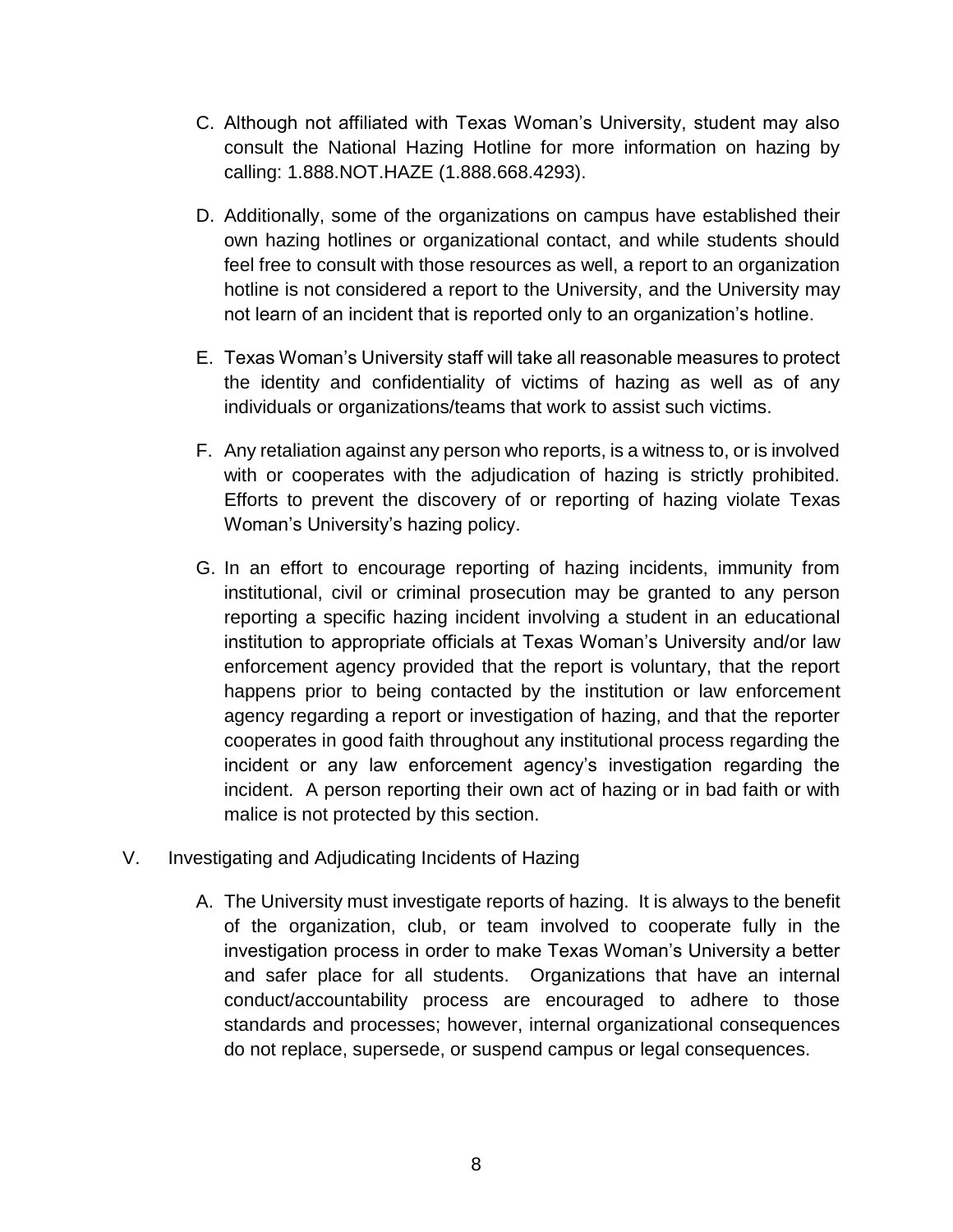C. Although not affiliated with Texas Woman's University, student may also consult the National Hazing Hotline for more information on hazing by calling: 1.888.NOT.HAZE (1.888.668.4293).

D. Additionally, some of the organizations on campus have established their own hazing hotlines or organizational contact, and while students should feel free to consult with those resources as well, a report to an organization hotline is not considered a report to the University, and the University may not learn of an incident that is reported only to an organization's hotline.

E. Texas Woman's University staff will take all reasonable measures to protect the identity and confidentiality of victims of hazing as well as of any individuals or organizations/teams that work to assist such victims.

F. Any retaliation against any person who reports, is a witness to, or is involved with or cooperates with the adjudication of hazing is strictly prohibited. Efforts to prevent the discovery of or reporting of hazing violate Texas Woman's University's hazing policy.

G. In an effort to encourage reporting of hazing incidents, immunity from institutional, civil or criminal prosecution may be granted to any person reporting a specific hazing incident involving a student in an educational institution to appropriate officials at Texas Woman's University and/or law enforcement agency provided that the report is voluntary, that the report happens prior to being contacted by the institution or law enforcement agency regarding a report or investigation of hazing, and that the reporter cooperates in good faith throughout any institutional process regarding the incident or any law enforcement agency's investigation regarding the incident. A person reporting their own act of hazing or in bad faith or with malice is not protected by this section.

## V. Investigating and Adjudicating Incidents of Hazing

A. The University must investigate reports of hazing. It is always to the benefit of the organization, club, or team involved to cooperate fully in the investigation process in order to make Texas Woman's University a better and safer place for all students. Organizations that have an internal conduct/accountability process are encouraged to adhere to those standards and processes; however, internal organizational consequences do not replace, supersede, or suspend campus or legal consequences.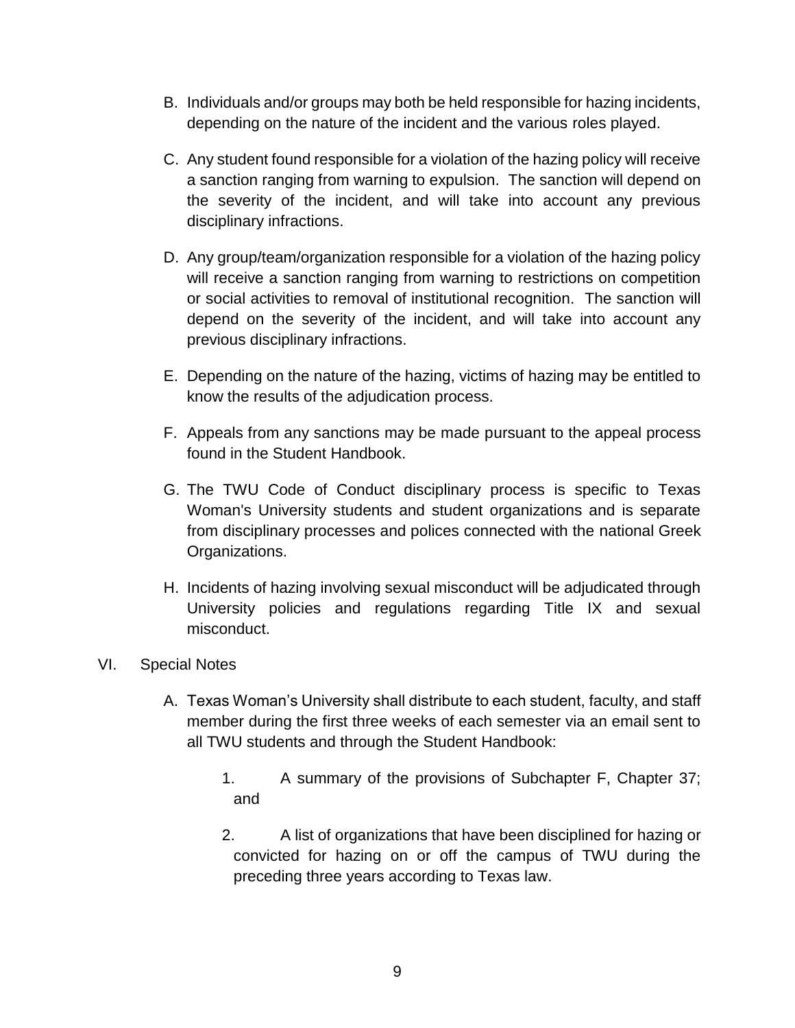B. Individuals and/or groups may both be held responsible for hazing incidents, depending on the nature of the incident and the various roles played.

C. Any student found responsible for a violation of the hazing policy will receive a sanction ranging from warning to expulsion. The sanction will depend on the severity of the incident, and will take into account any previous disciplinary infractions.

D. Any group/team/organization responsible for a violation of the hazing policy will receive a sanction ranging from warning to restrictions on competition or social activities to removal of institutional recognition. The sanction will depend on the severity of the incident, and will take into account any previous disciplinary infractions.

E. Depending on the nature of the hazing, victims of hazing may be entitled to know the results of the adjudication process.

F. Appeals from any sanctions may be made pursuant to the appeal process found in the Student Handbook.

G. The TWU Code of Conduct disciplinary process is specific to Texas Woman's University students and student organizations and is separate from disciplinary processes and polices connected with the national Greek Organizations.

H. Incidents of hazing involving sexual misconduct will be adjudicated through University policies and regulations regarding Title IX and sexual misconduct.

VI. Special Notes

A. Texas Woman's University shall distribute to each student, faculty, and staff member during the first three weeks of each semester via an email sent to all TWU students and through the Student Handbook:

1. A summary of the provisions of Subchapter F, Chapter 37; and

2. A list of organizations that have been disciplined for hazing or convicted for hazing on or off the campus of TWU during the preceding three years according to Texas law.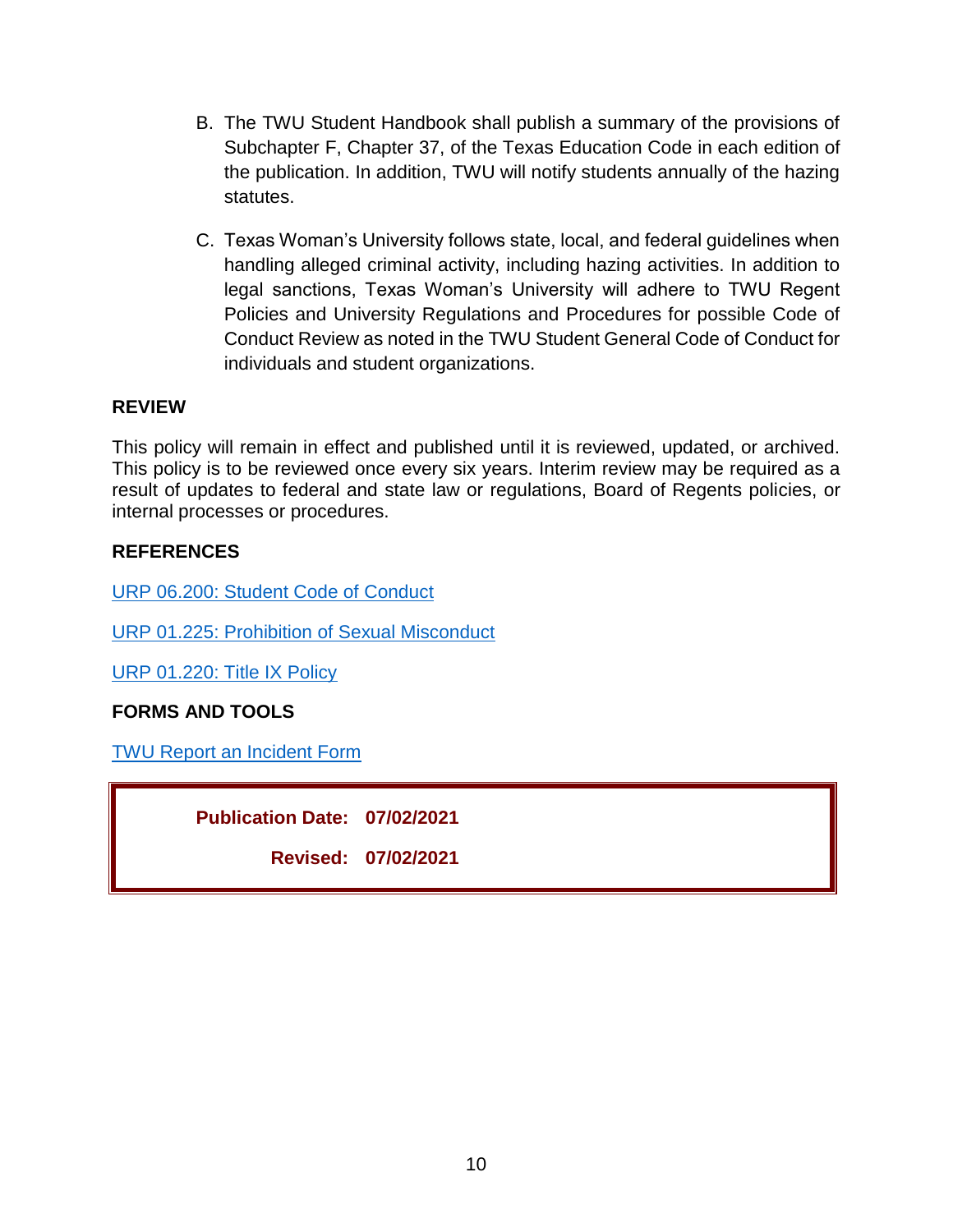B. The TWU Student Handbook shall publish a summary of the provisions of Subchapter F, Chapter 37, of the Texas Education Code in each edition of the publication. In addition, TWU will notify students annually of the hazing statutes.

C. Texas Woman's University follows state, local, and federal guidelines when handling alleged criminal activity, including hazing activities. In addition to legal sanctions, Texas Woman's University will adhere to TWU Regent Policies and University Regulations and Procedures for possible Code of Conduct Review as noted in the TWU Student General Code of Conduct for individuals and student organizations.

## REVIEW

This policy will remain in effect and published until it is reviewed, updated, or archived. This policy is to be reviewed once every six years. Interim review may be required as a result of updates to federal and state law or regulations, Board of Regents policies, or internal processes or procedures.

## REFERENCES

URP 06.200: Student Code of Conduct

URP 01.225: Prohibition of Sexual Misconduct

URP 01.220: Title IX Policy

## FORMS AND TOOLS

TWU Report an Incident Form

**Publication Date: 07/02/2021**

**Revised: 07/02/2021**